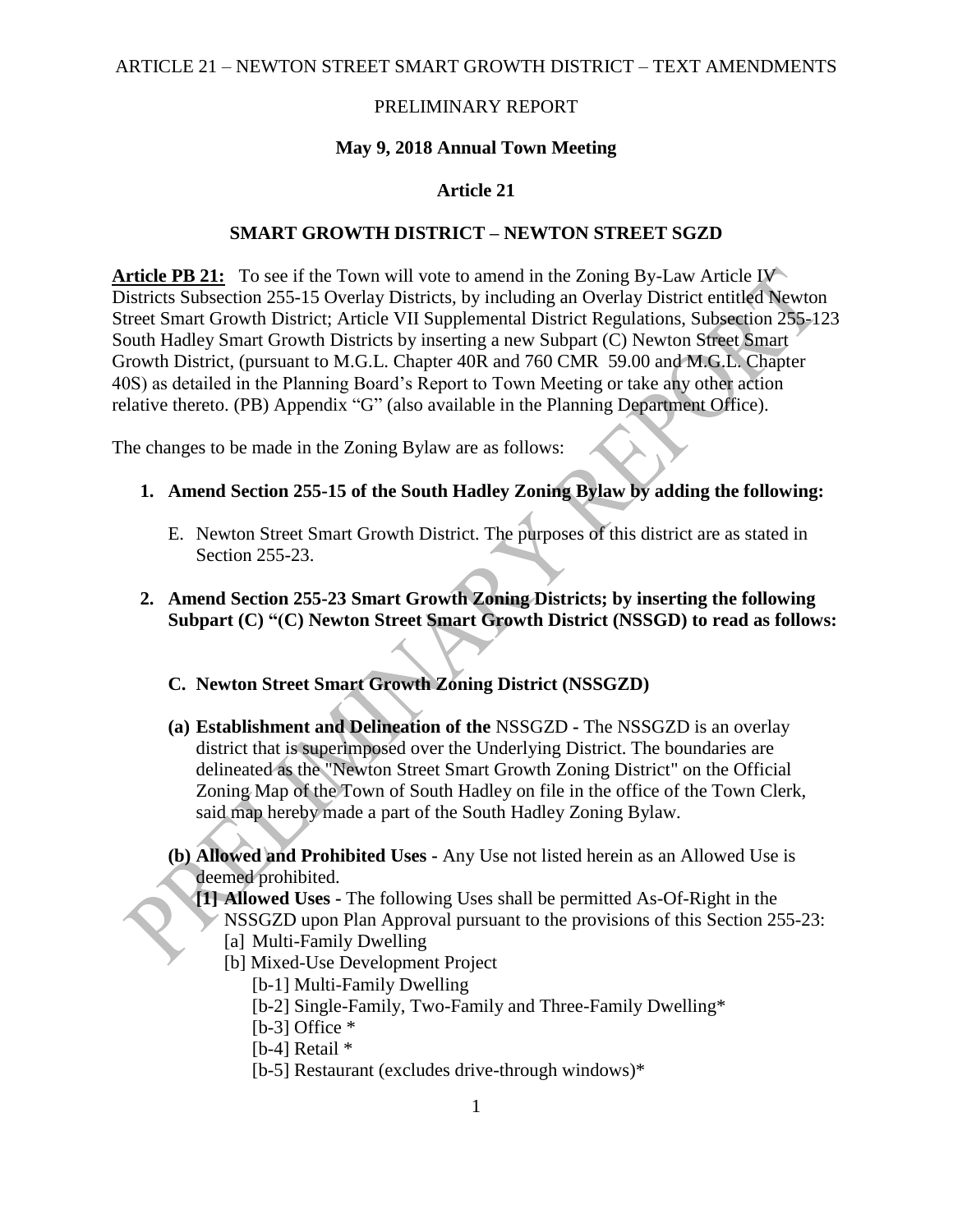ARTICLE 21 – NEWTON STREET SMART GROWTH DISTRICT – TEXT AMENDMENTS

PRELIMINARY REPORT

**May 9, 2018 Annual Town Meeting**

**Article 21**

**SMART GROWTH DISTRICT – NEWTON STREET SGZD**

**Article PB 21:** To see if the Town will vote to amend in the Zoning By-Law Article IV Districts Subsection 255-15 Overlay Districts, by including an Overlay District entitled Newton Street Smart Growth District; Article VII Supplemental District Regulations, Subsection 255-123 South Hadley Smart Growth Districts by inserting a new Subpart (C) Newton Street Smart Growth District, (pursuant to M.G.L. Chapter 40R and 760 CMR 59.00 and M.G.L. Chapter 40S) as detailed in the Planning Board's Report to Town Meeting or take any other action relative thereto. (PB) Appendix "G" (also available in the Planning Department Office).

The changes to be made in the Zoning Bylaw are as follows:

1. **Amend Section 255-15 of the South Hadley Zoning Bylaw by adding the following:**

   E. Newton Street Smart Growth District. The purposes of this district are as stated in Section 255-23.

2. **Amend Section 255-23 Smart Growth Zoning Districts; by inserting the following Subpart (C) "(C) Newton Street Smart Growth District (NSSGD) to read as follows:**

   **C. Newton Street Smart Growth Zoning District (NSSGZD)**

   **(a) Establishment and Delineation of the** NSSGZD - The NSSGZD is an overlay district that is superimposed over the Underlying District. The boundaries are delineated as the "Newton Street Smart Growth Zoning District" on the Official Zoning Map of the Town of South Hadley on file in the office of the Town Clerk, said map hereby made a part of the South Hadley Zoning Bylaw.

   **(b) Allowed and Prohibited Uses -** Any Use not listed herein as an Allowed Use is deemed prohibited.

   **[1] Allowed Uses -** The following Uses shall be permitted As-Of-Right in the NSSGZD upon Plan Approval pursuant to the provisions of this Section 255-23:

   [a] Multi-Family Dwelling

   [b] Mixed-Use Development Project

   [b-1] Multi-Family Dwelling

   [b-2] Single-Family, Two-Family and Three-Family Dwelling*

   [b-3] Office *

   [b-4] Retail *

   [b-5] Restaurant (excludes drive-through windows)*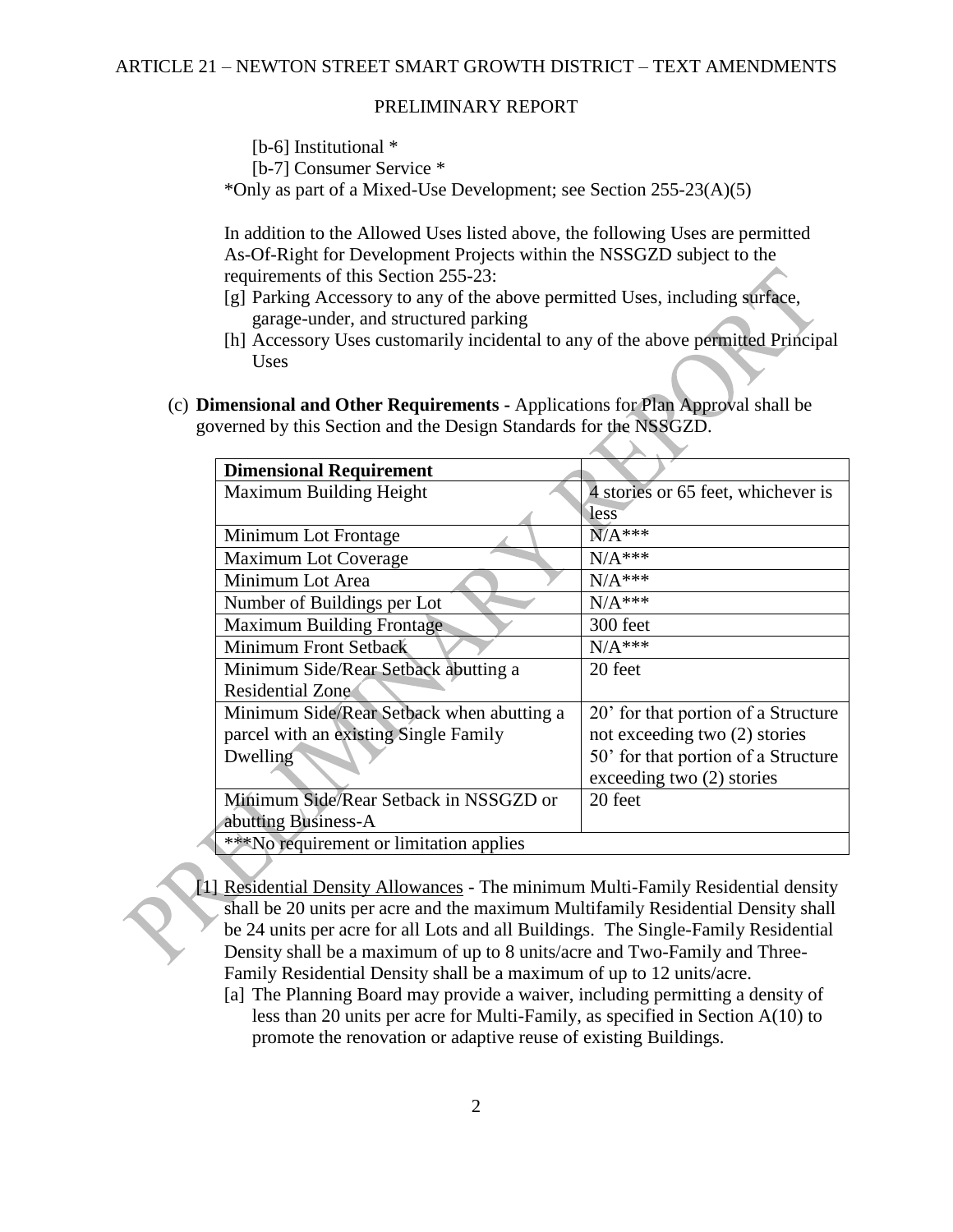[b-6] Institutional *

[b-7] Consumer Service *

*Only as part of a Mixed-Use Development; see Section 255-23(A)(5)

In addition to the Allowed Uses listed above, the following Uses are permitted As-Of-Right for Development Projects within the NSSGZD subject to the requirements of this Section 255-23:

[g] Parking Accessory to any of the above permitted Uses, including surface, garage-under, and structured parking

[h] Accessory Uses customarily incidental to any of the above permitted Principal Uses

(c) **Dimensional and Other Requirements -** Applications for Plan Approval shall be governed by this Section and the Design Standards for the NSSGZD.

| **Dimensional Requirement** | |
|---|---|
| Maximum Building Height | 4 stories or 65 feet, whichever is less |
| Minimum Lot Frontage | N/A*** |
| Maximum Lot Coverage | N/A*** |
| Minimum Lot Area | N/A*** |
| Number of Buildings per Lot | N/A*** |
| Maximum Building Frontage | 300 feet |
| Minimum Front Setback | N/A*** |
| Minimum Side/Rear Setback abutting a Residential Zone | 20 feet |
| Minimum Side/Rear Setback when abutting a parcel with an existing Single Family Dwelling | 20' for that portion of a Structure not exceeding two (2) stories<br>50' for that portion of a Structure exceeding two (2) stories |
| Minimum Side/Rear Setback in NSSGZD or abutting Business-A | 20 feet |
| ***No requirement or limitation applies | |

[1] Residential Density Allowances - The minimum Multi-Family Residential density shall be 20 units per acre and the maximum Multifamily Residential Density shall be 24 units per acre for all Lots and all Buildings. The Single-Family Residential Density shall be a maximum of up to 8 units/acre and Two-Family and Three-Family Residential Density shall be a maximum of up to 12 units/acre.

[a] The Planning Board may provide a waiver, including permitting a density of less than 20 units per acre for Multi-Family, as specified in Section A(10) to promote the renovation or adaptive reuse of existing Buildings.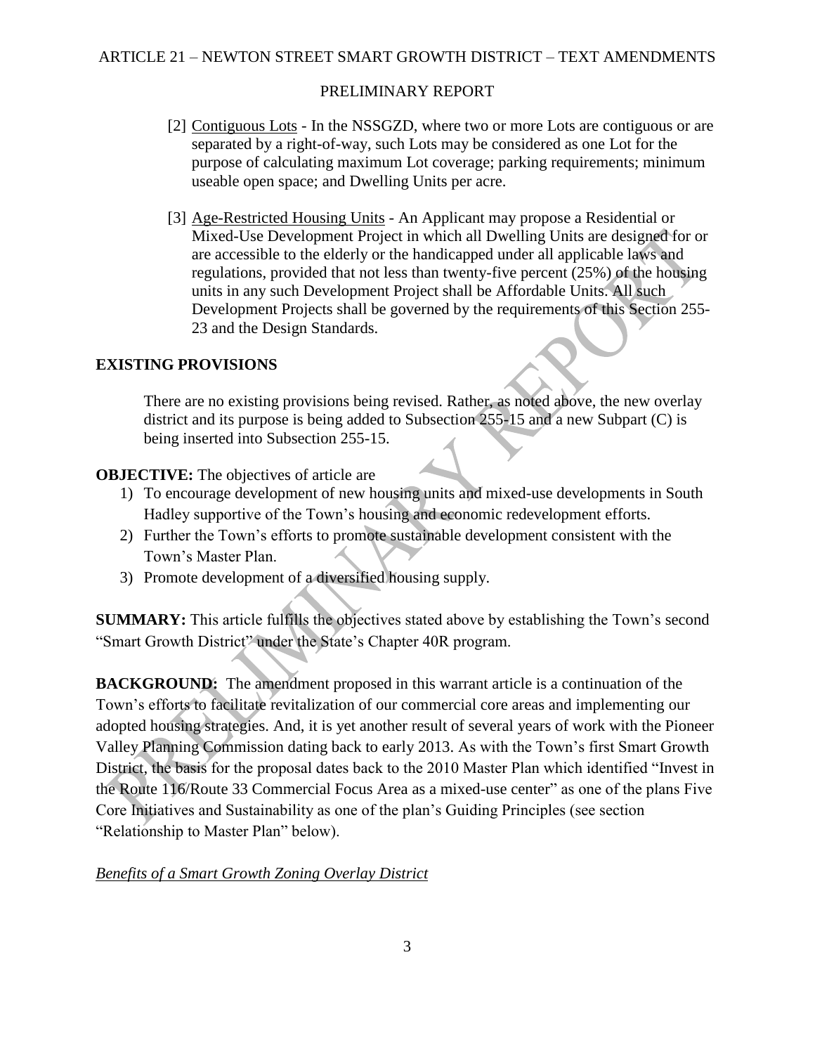[2] Contiguous Lots - In the NSSGZD, where two or more Lots are contiguous or are separated by a right-of-way, such Lots may be considered as one Lot for the purpose of calculating maximum Lot coverage; parking requirements; minimum useable open space; and Dwelling Units per acre.

[3] Age-Restricted Housing Units - An Applicant may propose a Residential or Mixed-Use Development Project in which all Dwelling Units are designed for or are accessible to the elderly or the handicapped under all applicable laws and regulations, provided that not less than twenty-five percent (25%) of the housing units in any such Development Project shall be Affordable Units. All such Development Projects shall be governed by the requirements of this Section 255-23 and the Design Standards.

## EXISTING PROVISIONS

There are no existing provisions being revised. Rather, as noted above, the new overlay district and its purpose is being added to Subsection 255-15 and a new Subpart (C) is being inserted into Subsection 255-15.

**OBJECTIVE:** The objectives of article are

1) To encourage development of new housing units and mixed-use developments in South Hadley supportive of the Town's housing and economic redevelopment efforts.
2) Further the Town's efforts to promote sustainable development consistent with the Town's Master Plan.
3) Promote development of a diversified housing supply.

**SUMMARY:** This article fulfills the objectives stated above by establishing the Town's second "Smart Growth District" under the State's Chapter 40R program.

**BACKGROUND:** The amendment proposed in this warrant article is a continuation of the Town's efforts to facilitate revitalization of our commercial core areas and implementing our adopted housing strategies. And, it is yet another result of several years of work with the Pioneer Valley Planing Commission dating back to early 2013. As with the Town's first Smart Growth District, the basis for the proposal dates back to the 2010 Master Plan which identified "Invest in the Route 116/Route 33 Commercial Focus Area as a mixed-use center" as one of the plans Five Core Initiatives and Sustainability as one of the plan's Guiding Principles (see section "Relationship to Master Plan" below).

*Benefits of a Smart Growth Zoning Overlay District*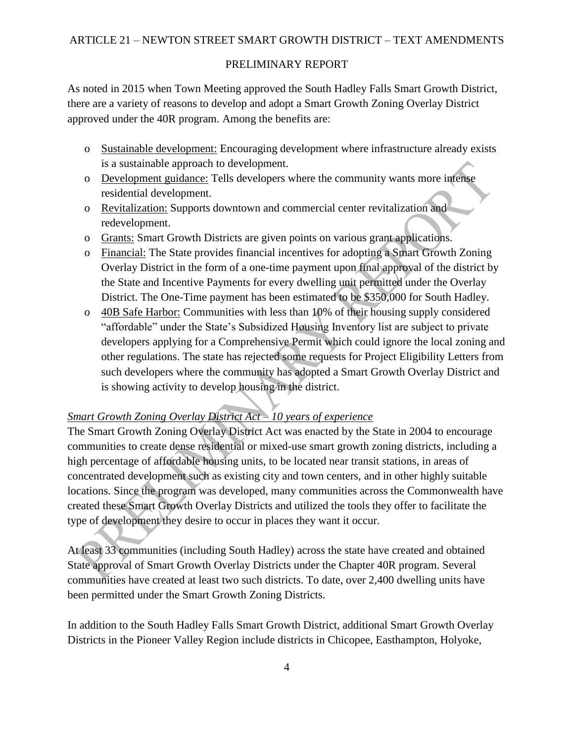ARTICLE 21 – NEWTON STREET SMART GROWTH DISTRICT – TEXT AMENDMENTS

PRELIMINARY REPORT

As noted in 2015 when Town Meeting approved the South Hadley Falls Smart Growth District, there are a variety of reasons to develop and adopt a Smart Growth Zoning Overlay District approved under the 40R program. Among the benefits are:

- Sustainable development: Encouraging development where infrastructure already exists is a sustainable approach to development.
- Development guidance: Tells developers where the community wants more intense residential development.
- Revitalization: Supports downtown and commercial center revitalization and redevelopment.
- Grants: Smart Growth Districts are given points on various grant applications.
- Financial: The State provides financial incentives for adopting a Smart Growth Zoning Overlay District in the form of a one-time payment upon final approval of the district by the State and Incentive Payments for every dwelling unit permitted under the Overlay District. The One-Time payment has been estimated to be $350,000 for South Hadley.
- 40B Safe Harbor: Communities with less than 10% of their housing supply considered "affordable" under the State's Subsidized Housing Inventory list are subject to private developers applying for a Comprehensive Permit which could ignore the local zoning and other regulations. The state has rejected some requests for Project Eligibility Letters from such developers where the community has adopted a Smart Growth Overlay District and is showing activity to develop housing in the district.

*Smart Growth Zoning Overlay District Act – 10 years of experience*

The Smart Growth Zoning Overlay District Act was enacted by the State in 2004 to encourage communities to create dense residential or mixed-use smart growth zoning districts, including a high percentage of affordable housing units, to be located near transit stations, in areas of concentrated development such as existing city and town centers, and in other highly suitable locations. Since the program was developed, many communities across the Commonwealth have created these Smart Growth Overlay Districts and utilized the tools they offer to facilitate the type of development they desire to occur in places they want it occur.

At least 33 communities (including South Hadley) across the state have created and obtained State approval of Smart Growth Overlay Districts under the Chapter 40R program. Several communities have created at least two such districts. To date, over 2,400 dwelling units have been permitted under the Smart Growth Zoning Districts.

In addition to the South Hadley Falls Smart Growth District, additional Smart Growth Overlay Districts in the Pioneer Valley Region include districts in Chicopee, Easthampton, Holyoke,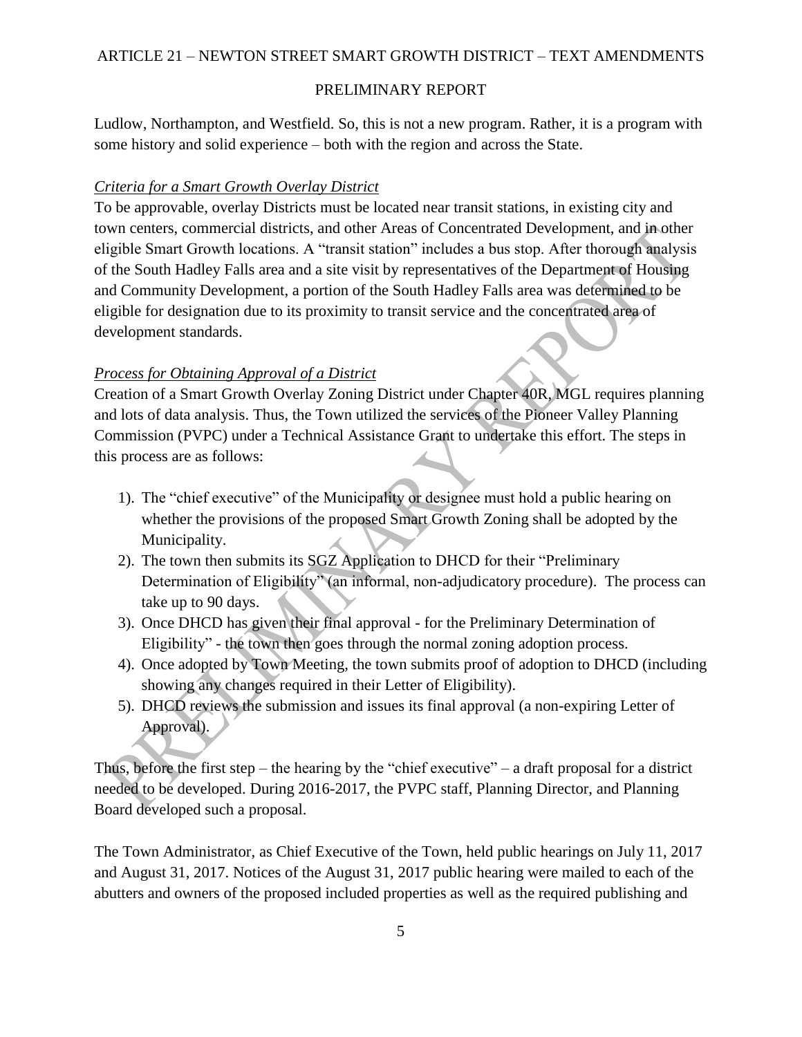Ludlow, Northampton, and Westfield. So, this is not a new program. Rather, it is a program with some history and solid experience – both with the region and across the State.

*Criteria for a Smart Growth Overlay District*

To be approvable, overlay Districts must be located near transit stations, in existing city and town centers, commercial districts, and other Areas of Concentrated Development, and in other eligible Smart Growth locations. A "transit station" includes a bus stop. After thorough analysis of the South Hadley Falls area and a site visit by representatives of the Department of Housing and Community Development, a portion of the South Hadley Falls area was determined to be eligible for designation due to its proximity to transit service and the concentrated area of development standards.

*Process for Obtaining Approval of a District*

Creation of a Smart Growth Overlay Zoning District under Chapter 40R, MGL requires planning and lots of data analysis. Thus, the Town utilized the services of the Pioneer Valley Planning Commission (PVPC) under a Technical Assistance Grant to undertake this effort. The steps in this process are as follows:

1). The "chief executive" of the Municipality or designee must hold a public hearing on whether the provisions of the proposed Smart Growth Zoning shall be adopted by the Municipality.
2). The town then submits its SGZ Application to DHCD for their "Preliminary Determination of Eligibility" (an informal, non-adjudicatory procedure). The process can take up to 90 days.
3). Once DHCD has given their final approval - for the Preliminary Determination of Eligibility" - the town then goes through the normal zoning adoption process.
4). Once adopted by Town Meeting, the town submits proof of adoption to DHCD (including showing any changes required in their Letter of Eligibility).
5). DHCD reviews the submission and issues its final approval (a non-expiring Letter of Approval).

Thus, before the first step – the hearing by the "chief executive" – a draft proposal for a district needed to be developed. During 2016-2017, the PVPC staff, Planning Director, and Planning Board developed such a proposal.

The Town Administrator, as Chief Executive of the Town, held public hearings on July 11, 2017 and August 31, 2017. Notices of the August 31, 2017 public hearing were mailed to each of the abutters and owners of the proposed included properties as well as the required publishing and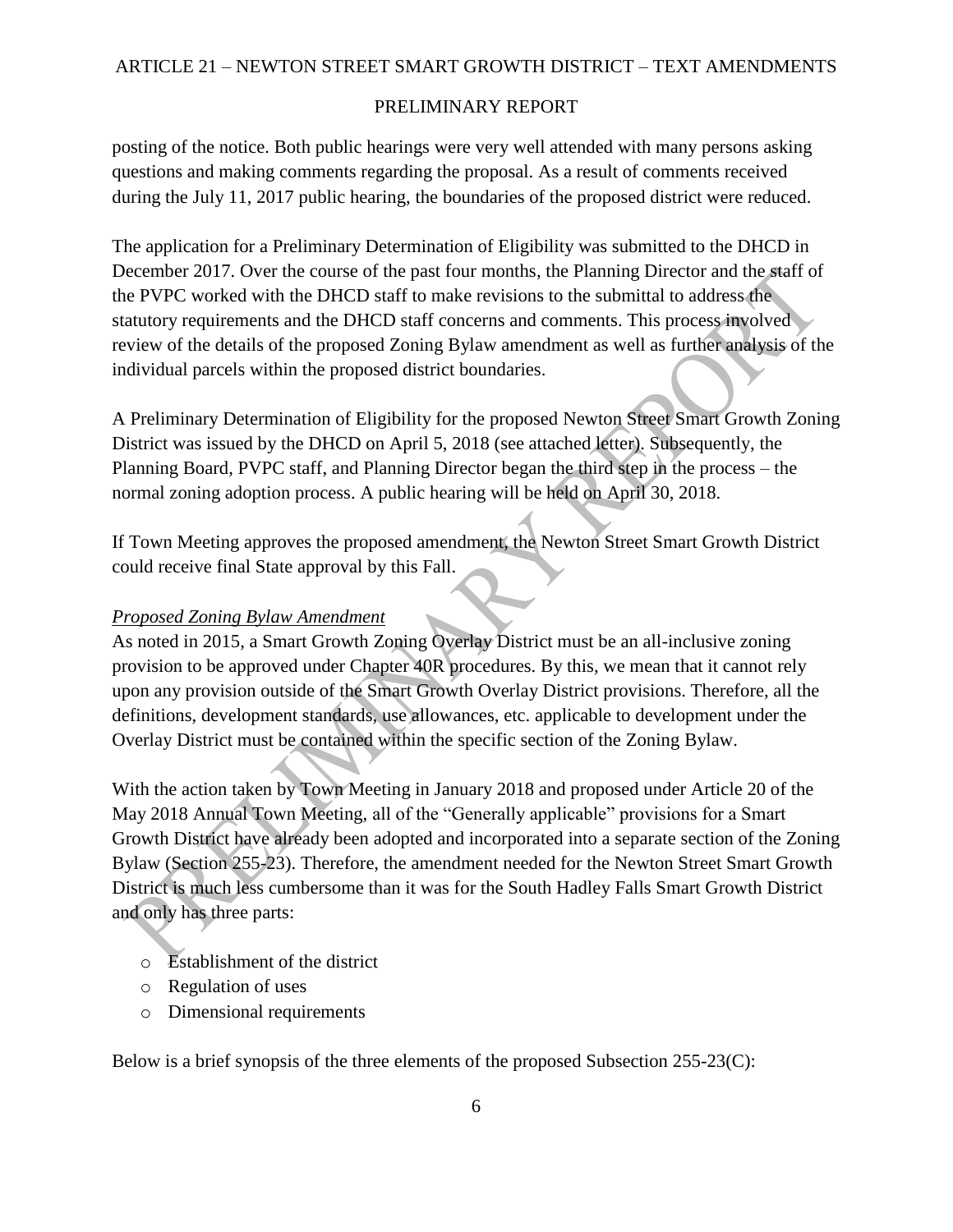posting of the notice. Both public hearings were very well attended with many persons asking questions and making comments regarding the proposal. As a result of comments received during the July 11, 2017 public hearing, the boundaries of the proposed district were reduced.

The application for a Preliminary Determination of Eligibility was submitted to the DHCD in December 2017. Over the course of the past four months, the Planning Director and the staff of the PVPC worked with the DHCD staff to make revisions to the submittal to address the statutory requirements and the DHCD staff concerns and comments. This process involved review of the details of the proposed Zoning Bylaw amendment as well as further analysis of the individual parcels within the proposed district boundaries.

A Preliminary Determination of Eligibility for the proposed Newton Street Smart Growth Zoning District was issued by the DHCD on April 5, 2018 (see attached letter). Subsequently, the Planning Board, PVPC staff, and Planning Director began the third step in the process – the normal zoning adoption process. A public hearing will be held on April 30, 2018.

If Town Meeting approves the proposed amendment, the Newton Street Smart Growth District could receive final State approval by this Fall.

*Proposed Zoning Bylaw Amendment*

As noted in 2015, a Smart Growth Zoning Overlay District must be an all-inclusive zoning provision to be approved under Chapter 40R procedures. By this, we mean that it cannot rely upon any provision outside of the Smart Growth Overlay District provisions. Therefore, all the definitions, development standards, use allowances, etc. applicable to development under the Overlay District must be contained within the specific section of the Zoning Bylaw.

With the action taken by Town Meeting in January 2018 and proposed under Article 20 of the May 2018 Annual Town Meeting, all of the "Generally applicable" provisions for a Smart Growth District have already been adopted and incorporated into a separate section of the Zoning Bylaw (Section 255-23). Therefore, the amendment needed for the Newton Street Smart Growth District is much less cumbersome than it was for the South Hadley Falls Smart Growth District and only has three parts:

- Establishment of the district
- Regulation of uses
- Dimensional requirements

Below is a brief synopsis of the three elements of the proposed Subsection 255-23(C):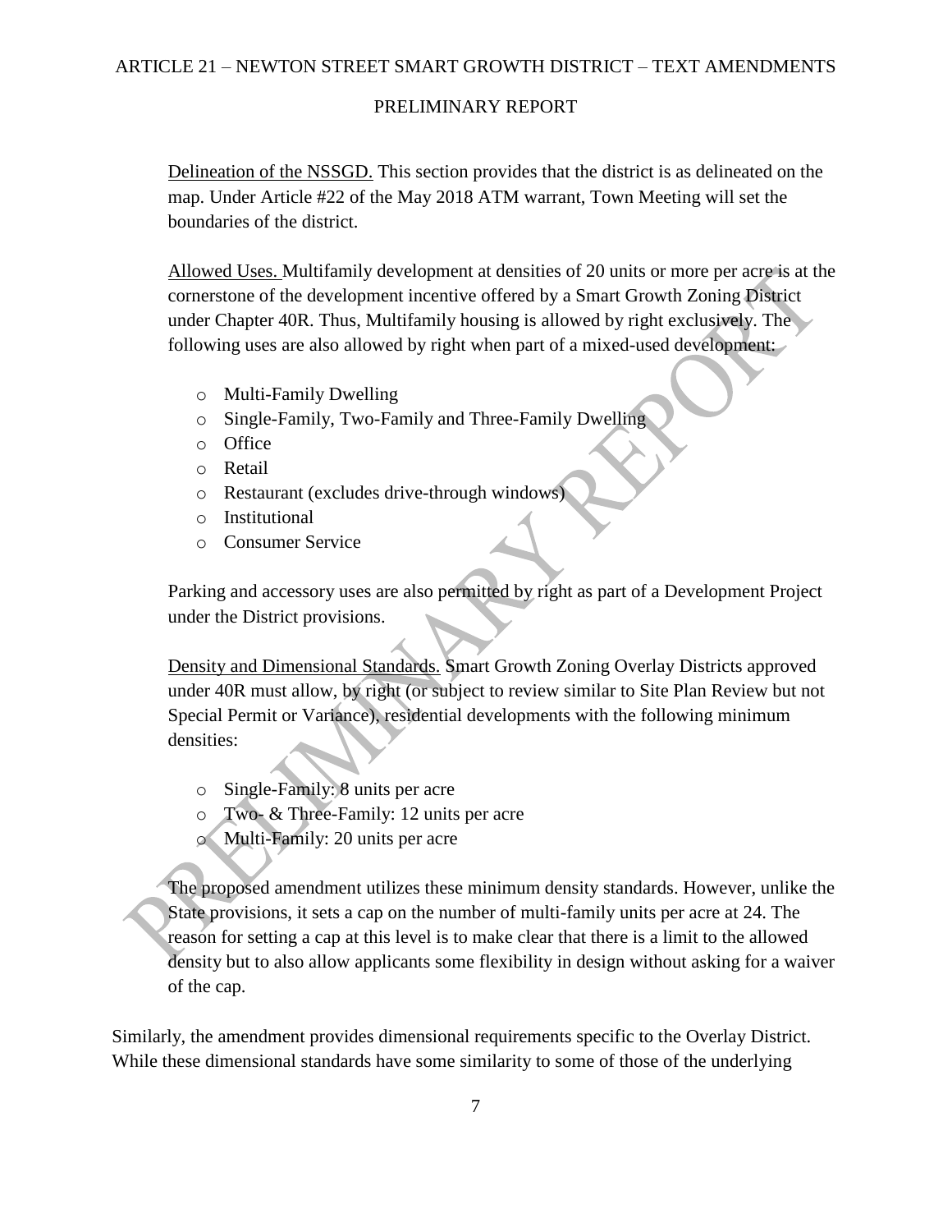Delineation of the NSSGD. This section provides that the district is as delineated on the map. Under Article #22 of the May 2018 ATM warrant, Town Meeting will set the boundaries of the district.

Allowed Uses. Multifamily development at densities of 20 units or more per acre is at the cornerstone of the development incentive offered by a Smart Growth Zoning District under Chapter 40R. Thus, Multifamily housing is allowed by right exclusively. The following uses are also allowed by right when part of a mixed-used development:

- Multi-Family Dwelling
- Single-Family, Two-Family and Three-Family Dwelling
- Office
- Retail
- Restaurant (excludes drive-through windows)
- Institutional
- Consumer Service

Parking and accessory uses are also permitted by right as part of a Development Project under the District provisions.

Density and Dimensional Standards. Smart Growth Zoning Overlay Districts approved under 40R must allow, by right (or subject to review similar to Site Plan Review but not Special Permit or Variance), residential developments with the following minimum densities:

- Single-Family: 8 units per acre
- Two- & Three-Family: 12 units per acre
- Multi-Family: 20 units per acre

The proposed amendment utilizes these minimum density standards. However, unlike the State provisions, it sets a cap on the number of multi-family units per acre at 24. The reason for setting a cap at this level is to make clear that there is a limit to the allowed density but to also allow applicants some flexibility in design without asking for a waiver of the cap.

Similarly, the amendment provides dimensional requirements specific to the Overlay District. While these dimensional standards have some similarity to some of those of the underlying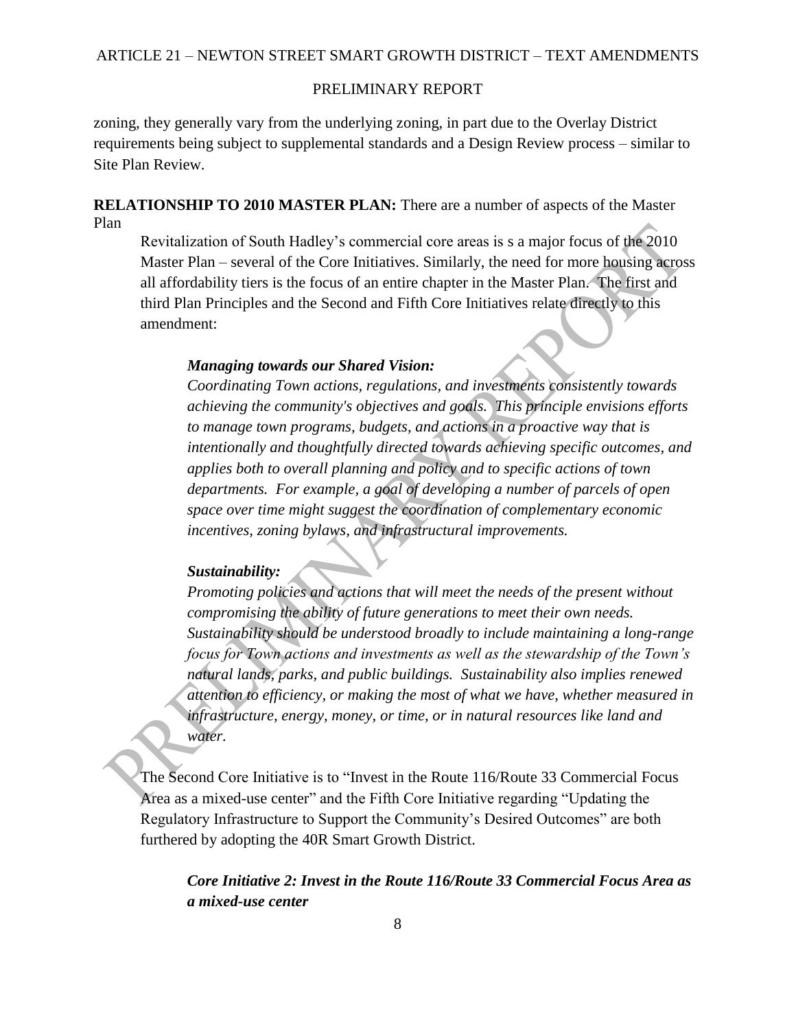zoning, they generally vary from the underlying zoning, in part due to the Overlay District requirements being subject to supplemental standards and a Design Review process – similar to Site Plan Review.

**RELATIONSHIP TO 2010 MASTER PLAN:** There are a number of aspects of the Master Plan

Revitalization of South Hadley's commercial core areas is s a major focus of the 2010 Master Plan – several of the Core Initiatives. Similarly, the need for more housing across all affordability tiers is the focus of an entire chapter in the Master Plan. The first and third Plan Principles and the Second and Fifth Core Initiatives relate directly to this amendment:

***Managing towards our Shared Vision:***

*Coordinating Town actions, regulations, and investments consistently towards achieving the community's objectives and goals. This principle envisions efforts to manage town programs, budgets, and actions in a proactive way that is intentionally and thoughtfully directed towards achieving specific outcomes, and applies both to overall planning and policy and to specific actions of town departments. For example, a goal of developing a number of parcels of open space over time might suggest the coordination of complementary economic incentives, zoning bylaws, and infrastructural improvements.*

***Sustainability:***

*Promoting policies and actions that will meet the needs of the present without compromising the ability of future generations to meet their own needs. Sustainability should be understood broadly to include maintaining a long-range focus for Town actions and investments as well as the stewardship of the Town's natural lands, parks, and public buildings. Sustainability also implies renewed attention to efficiency, or making the most of what we have, whether measured in infrastructure, energy, money, or time, or in natural resources like land and water.*

The Second Core Initiative is to "Invest in the Route 116/Route 33 Commercial Focus Area as a mixed-use center" and the Fifth Core Initiative regarding "Updating the Regulatory Infrastructure to Support the Community's Desired Outcomes" are both furthered by adopting the 40R Smart Growth District.

***Core Initiative 2: Invest in the Route 116/Route 33 Commercial Focus Area as a mixed-use center***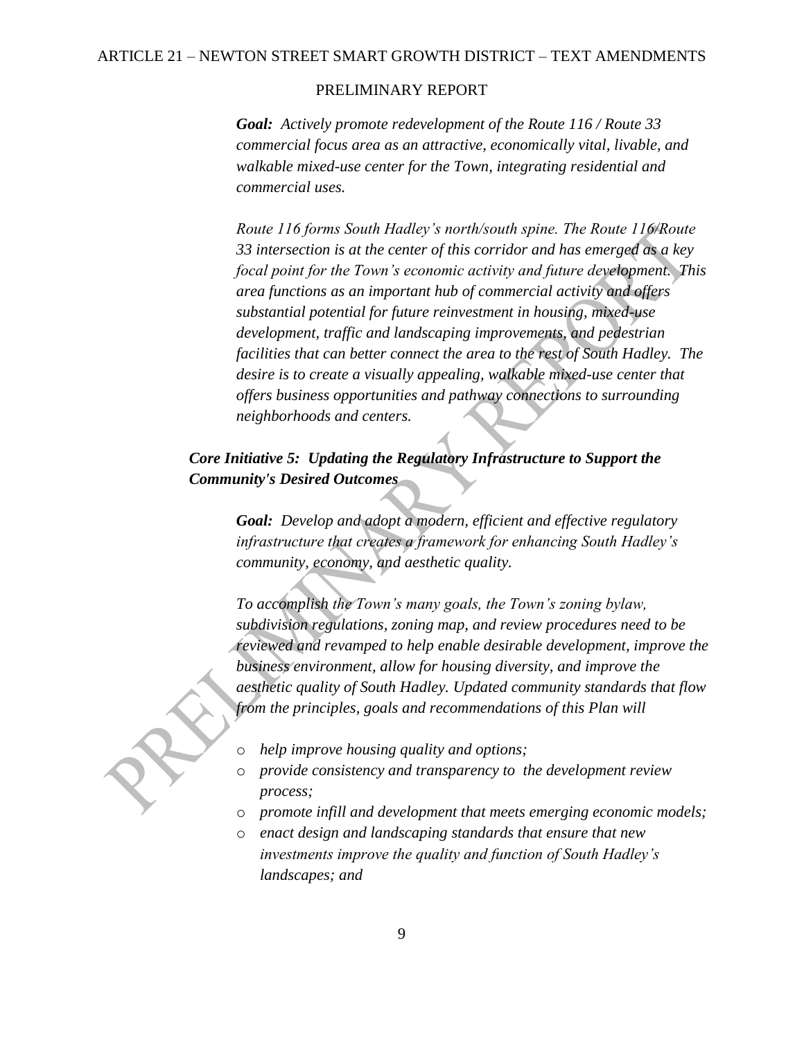***Goal:** Actively promote redevelopment of the Route 116 / Route 33 commercial focus area as an attractive, economically vital, livable, and walkable mixed-use center for the Town, integrating residential and commercial uses.*

*Route 116 forms South Hadley's north/south spine. The Route 116/Route 33 intersection is at the center of this corridor and has emerged as a key focal point for the Town's economic activity and future development. This area functions as an important hub of commercial activity and offers substantial potential for future reinvestment in housing, mixed-use development, traffic and landscaping improvements, and pedestrian facilities that can better connect the area to the rest of South Hadley. The desire is to create a visually appealing, walkable mixed-use center that offers business opportunities and pathway connections to surrounding neighborhoods and centers.*

***Core Initiative 5: Updating the Regulatory Infrastructure to Support the Community's Desired Outcomes***

***Goal:** Develop and adopt a modern, efficient and effective regulatory infrastructure that creates a framework for enhancing South Hadley's community, economy, and aesthetic quality.*

*To accomplish the Town's many goals, the Town's zoning bylaw, subdivision regulations, zoning map, and review procedures need to be reviewed and revamped to help enable desirable development, improve the business environment, allow for housing diversity, and improve the aesthetic quality of South Hadley. Updated community standards that flow from the principles, goals and recommendations of this Plan will*

- *help improve housing quality and options;*
- *provide consistency and transparency to the development review process;*
- *promote infill and development that meets emerging economic models;*
- *enact design and landscaping standards that ensure that new investments improve the quality and function of South Hadley's landscapes; and*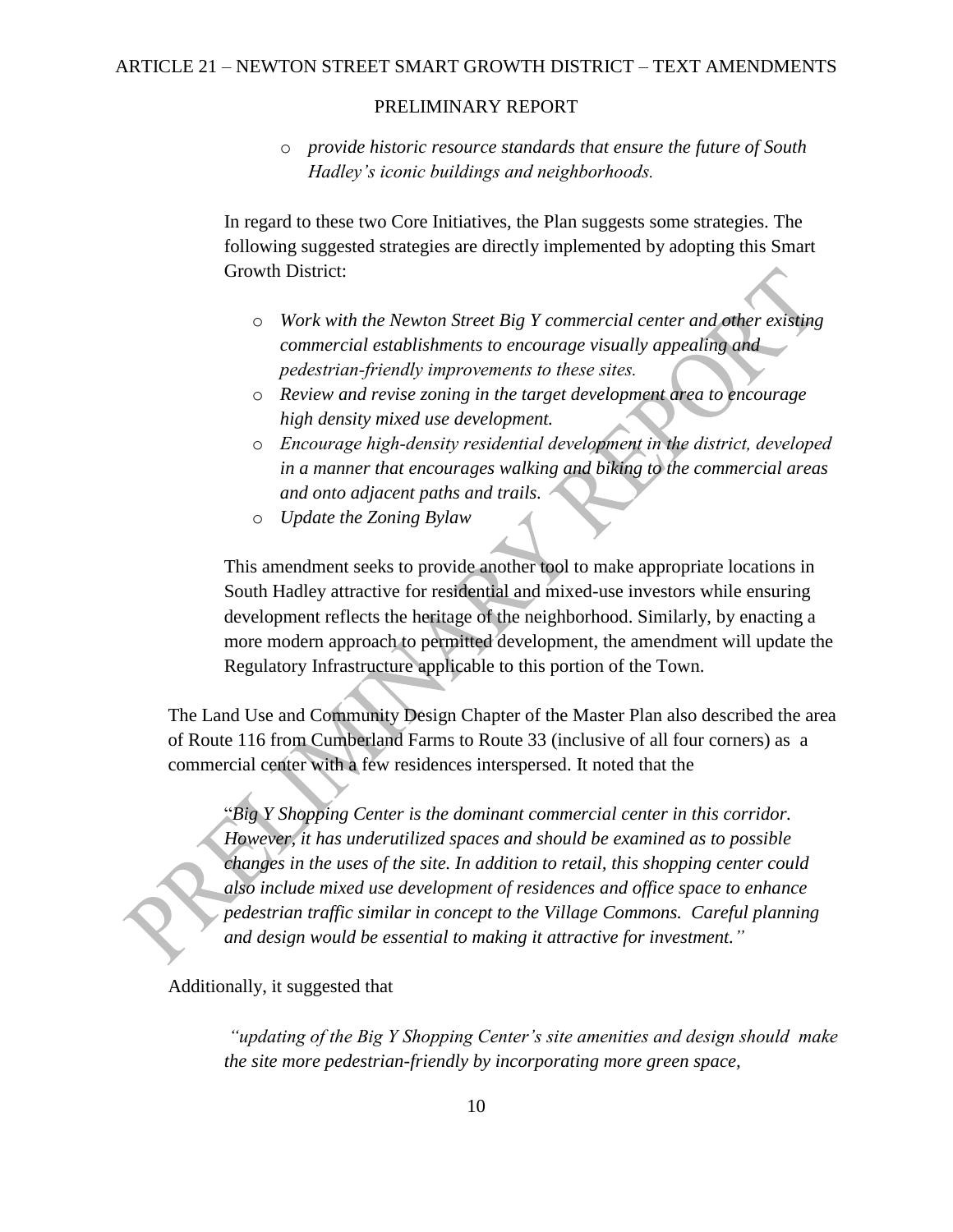- *provide historic resource standards that ensure the future of South Hadley's iconic buildings and neighborhoods.*

In regard to these two Core Initiatives, the Plan suggests some strategies. The following suggested strategies are directly implemented by adopting this Smart Growth District:

- *Work with the Newton Street Big Y commercial center and other existing commercial establishments to encourage visually appealing and pedestrian-friendly improvements to these sites.*
- *Review and revise zoning in the target development area to encourage high density mixed use development.*
- *Encourage high-density residential development in the district, developed in a manner that encourages walking and biking to the commercial areas and onto adjacent paths and trails.*
- *Update the Zoning Bylaw*

This amendment seeks to provide another tool to make appropriate locations in South Hadley attractive for residential and mixed-use investors while ensuring development reflects the heritage of the neighborhood. Similarly, by enacting a more modern approach to permitted development, the amendment will update the Regulatory Infrastructure applicable to this portion of the Town.

The Land Use and Community Design Chapter of the Master Plan also described the area of Route 116 from Cumberland Farms to Route 33 (inclusive of all four corners) as a commercial center with a few residences interspersed. It noted that the

"*Big Y Shopping Center is the dominant commercial center in this corridor. However, it has underutilized spaces and should be examined as to possible changes in the uses of the site. In addition to retail, this shopping center could also include mixed use development of residences and office space to enhance pedestrian traffic similar in concept to the Village Commons. Careful planning and design would be essential to making it attractive for investment."*

Additionally, it suggested that

*"updating of the Big Y Shopping Center's site amenities and design should make the site more pedestrian-friendly by incorporating more green space,*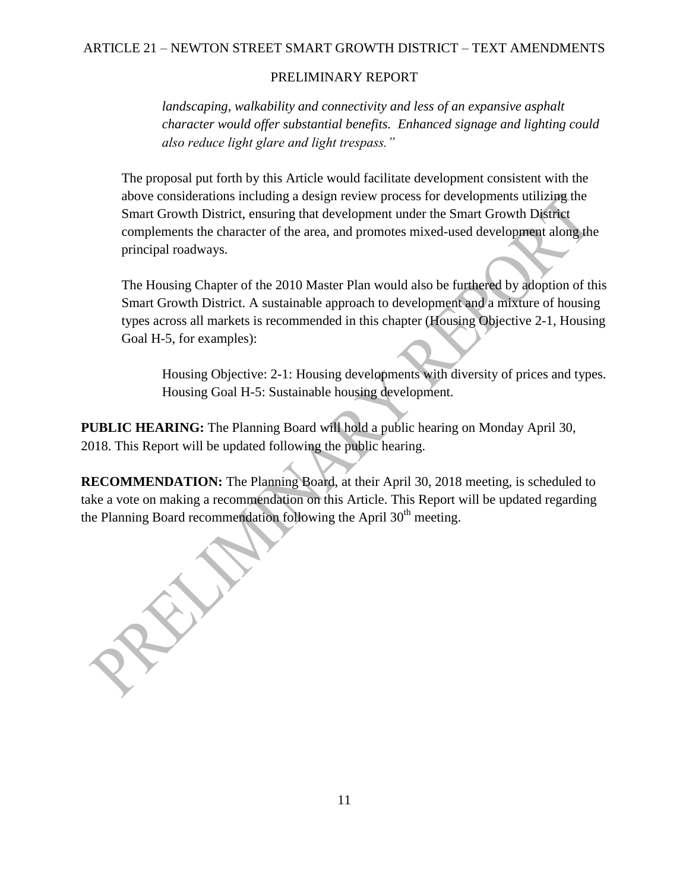*landscaping, walkability and connectivity and less of an expansive asphalt character would offer substantial benefits. Enhanced signage and lighting could also reduce light glare and light trespass."*

The proposal put forth by this Article would facilitate development consistent with the above considerations including a design review process for developments utilizing the Smart Growth District, ensuring that development under the Smart Growth District complements the character of the area, and promotes mixed-used development along the principal roadways.

The Housing Chapter of the 2010 Master Plan would also be furthered by adoption of this Smart Growth District. A sustainable approach to development and a mixture of housing types across all markets is recommended in this chapter (Housing Objective 2-1, Housing Goal H-5, for examples):

> Housing Objective: 2-1: Housing developments with diversity of prices and types.
> Housing Goal H-5: Sustainable housing development.

**PUBLIC HEARING:** The Planning Board will hold a public hearing on Monday April 30, 2018. This Report will be updated following the public hearing.

**RECOMMENDATION:** The Planning Board, at their April 30, 2018 meeting, is scheduled to take a vote on making a recommendation on this Article. This Report will be updated regarding the Planning Board recommendation following the April 30th meeting.